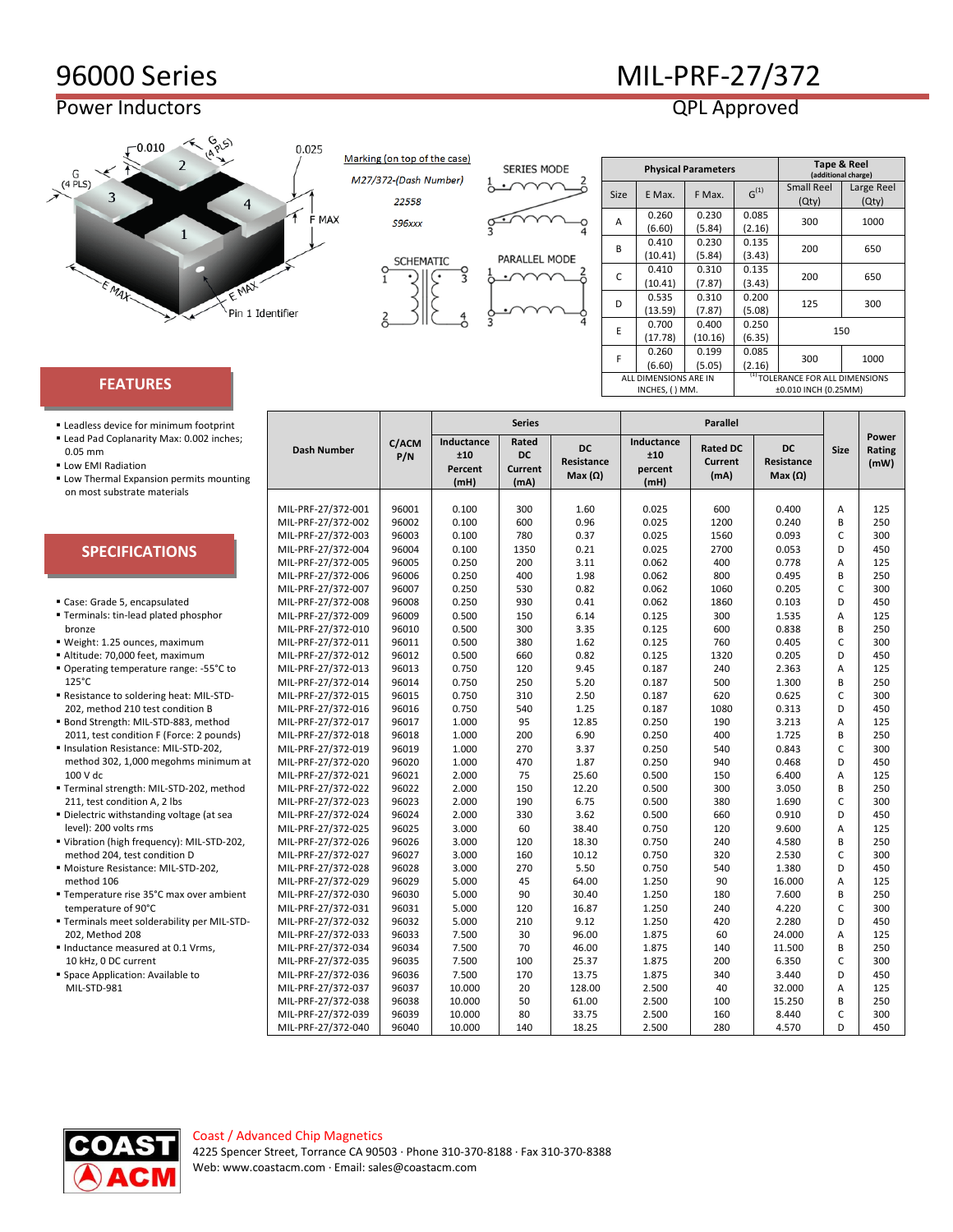# 96000 Series

## Power Inductors

# MIL-PRF-27/372

## QPL Approved

Marking (on top of the case)

*M27/372-(Dash Number)*

*22558*

*S96xxx*

SCHEMATIC

SERIES MODE

PARALLEL MODE

| Physical Parameters | | | | Tape & Reel (additional charge) | |
|---|---|---|---|---|---|
| Size | E Max. | F Max. | G[1] | Small Reel (Qty) | Large Reel (Qty) |
| A | 0.260 (6.60) | 0.230 (5.84) | 0.085 (2.16) | 300 | 1000 |
| B | 0.410 (10.41) | 0.230 (5.84) | 0.135 (3.43) | 200 | 650 |
| C | 0.410 (10.41) | 0.310 (7.87) | 0.135 (3.43) | 200 | 650 |
| D | 0.535 (13.59) | 0.310 (7.87) | 0.200 (5.08) | 125 | 300 |
| E | 0.700 (17.78) | 0.400 (10.16) | 0.250 (6.35) | 150 | |
| F | 0.260 (6.60) | 0.199 (5.05) | 0.085 (2.16) | 300 | 1000 |
| ALL DIMENSIONS ARE IN INCHES, ( ) MM. | | | [1] TOLERANCE FOR ALL DIMENSIONS ±0.010 INCH (0.25MM) | | |

## FEATURES

- Leadless device for minimum footprint
- Lead Pad Coplanarity Max: 0.002 inches; 0.05 mm
- Low EMI Radiation
- Low Thermal Expansion permits mounting on most substrate materials

## SPECIFICATIONS

- Case: Grade 5, encapsulated
- Terminals: tin-lead plated phosphor bronze
- Weight: 1.25 ounces, maximum
- Altitude: 70,000 feet, maximum
- Operating temperature range: -55°C to 125°C
- Resistance to soldering heat: MIL-STD-202, method 210 test condition B
- Bond Strength: MIL-STD-883, method 2011, test condition F (Force: 2 pounds)
- Insulation Resistance: MIL-STD-202, method 302, 1,020 megohms minimum at 100 V dc
- Terminal strength: MIL-STD-202, method 211, test condition A, 2 lbs
- Dielectric withstanding voltage (at sea level): 200 volts rms
- Vibration (high frequency): MIL-STD-202, method 204, test condition D
- Moisture Resistance: MIL-STD-202, method 106
- Temperature rise 35°C max over ambient temperature of 90°C
- Terminals meet solderability per MIL-STD-202, Method 208
- Inductance measured at 0.1 Vrms, 10 kHz, 0 DC current
- Space Application: Available to MIL-STD-981

| Dash Number | C/ACM P/N | Series | | | Parallel | | | Size | Power Rating (mW) |
|---|---|---|---|---|---|---|---|---|---|
| | | Inductance ±10 Percent (mH) | Rated DC Current (mA) | DC Resistance Max (Ω) | Inductance ±10 percent (mH) | Rated DC Current (mA) | DC Resistance Max (Ω) | | |
| MIL-PRF-27/372-001 | 96001 | 0.100 | 300 | 1.60 | 0.025 | 600 | 0.400 | A | 125 |
| MIL-PRF-27/372-002 | 96002 | 0.100 | 600 | 0.96 | 0.025 | 1200 | 0.240 | B | 250 |
| MIL-PRF-27/372-003 | 96003 | 0.100 | 780 | 0.37 | 0.025 | 1560 | 0.093 | C | 300 |
| MIL-PRF-27/372-004 | 96004 | 0.100 | 1350 | 0.21 | 0.025 | 2700 | 0.053 | D | 450 |
| MIL-PRF-27/372-005 | 96005 | 0.250 | 200 | 3.11 | 0.062 | 400 | 0.778 | A | 125 |
| MIL-PRF-27/372-006 | 96006 | 0.250 | 400 | 1.98 | 0.062 | 800 | 0.495 | B | 250 |
| MIL-PRF-27/372-007 | 96007 | 0.250 | 530 | 0.82 | 0.062 | 1060 | 0.205 | C | 300 |
| MIL-PRF-27/372-008 | 96008 | 0.250 | 930 | 0.41 | 0.062 | 1860 | 0.103 | D | 450 |
| MIL-PRF-27/372-009 | 96009 | 0.500 | 150 | 6.14 | 0.125 | 300 | 1.535 | A | 125 |
| MIL-PRF-27/372-010 | 96010 | 0.500 | 300 | 3.35 | 0.125 | 600 | 0.838 | B | 250 |
| MIL-PRF-27/372-011 | 96011 | 0.500 | 380 | 1.62 | 0.125 | 760 | 0.405 | C | 300 |
| MIL-PRF-27/372-012 | 96012 | 0.500 | 660 | 0.82 | 0.125 | 1320 | 0.205 | D | 450 |
| MIL-PRF-27/372-013 | 96013 | 0.750 | 120 | 9.45 | 0.187 | 240 | 2.363 | A | 125 |
| MIL-PRF-27/372-014 | 96014 | 0.750 | 250 | 5.20 | 0.187 | 500 | 1.300 | B | 250 |
| MIL-PRF-27/372-015 | 96015 | 0.750 | 310 | 2.50 | 0.187 | 620 | 0.625 | C | 300 |
| MIL-PRF-27/372-016 | 96016 | 0.750 | 540 | 1.25 | 0.187 | 1080 | 0.313 | D | 450 |
| MIL-PRF-27/372-017 | 96017 | 1.000 | 95 | 12.85 | 0.250 | 190 | 3.213 | A | 125 |
| MIL-PRF-27/372-018 | 96018 | 1.000 | 200 | 6.90 | 0.250 | 400 | 1.725 | B | 250 |
| MIL-PRF-27/372-019 | 96019 | 1.000 | 270 | 3.37 | 0.250 | 540 | 0.843 | C | 300 |
| MIL-PRF-27/372-020 | 96020 | 1.000 | 470 | 1.87 | 0.250 | 940 | 0.468 | D | 450 |
| MIL-PRF-27/372-021 | 96021 | 2.000 | 75 | 25.60 | 0.500 | 150 | 6.400 | A | 125 |
| MIL-PRF-27/372-022 | 96022 | 2.000 | 150 | 12.20 | 0.500 | 300 | 3.050 | B | 250 |
| MIL-PRF-27/372-023 | 96023 | 2.000 | 190 | 6.75 | 0.500 | 380 | 1.690 | C | 300 |
| MIL-PRF-27/372-024 | 96024 | 2.000 | 330 | 3.62 | 0.500 | 660 | 0.910 | D | 450 |
| MIL-PRF-27/372-025 | 96025 | 3.000 | 60 | 38.40 | 0.750 | 120 | 9.600 | A | 125 |
| MIL-PRF-27/372-026 | 96026 | 3.000 | 120 | 18.30 | 0.750 | 240 | 4.580 | B | 250 |
| MIL-PRF-27/372-027 | 96027 | 3.000 | 160 | 10.12 | 0.750 | 320 | 2.530 | C | 300 |
| MIL-PRF-27/372-028 | 96028 | 3.000 | 270 | 5.50 | 0.750 | 540 | 1.380 | D | 450 |
| MIL-PRF-27/372-029 | 96029 | 5.000 | 45 | 64.00 | 1.250 | 90 | 16.000 | A | 125 |
| MIL-PRF-27/372-030 | 96030 | 5.000 | 90 | 30.40 | 1.250 | 180 | 7.600 | B | 250 |
| MIL-PRF-27/372-031 | 96031 | 5.000 | 120 | 16.87 | 1.250 | 240 | 4.220 | C | 300 |
| MIL-PRF-27/372-032 | 96032 | 5.000 | 210 | 9.12 | 1.250 | 420 | 2.280 | D | 450 |
| MIL-PRF-27/372-033 | 96033 | 7.500 | 30 | 96.00 | 1.875 | 60 | 24.000 | A | 125 |
| MIL-PRF-27/372-034 | 96034 | 7.500 | 70 | 46.00 | 1.875 | 140 | 11.500 | B | 250 |
| MIL-PRF-27/372-035 | 96035 | 7.500 | 100 | 25.37 | 1.875 | 200 | 6.350 | C | 300 |
| MIL-PRF-27/372-036 | 96036 | 7.500 | 170 | 13.75 | 1.875 | 340 | 3.440 | D | 450 |
| MIL-PRF-27/372-037 | 96037 | 10.000 | 20 | 128.00 | 2.500 | 40 | 32.000 | A | 125 |
| MIL-PRF-27/372-038 | 96038 | 10.000 | 50 | 61.00 | 2.500 | 100 | 15.250 | B | 250 |
| MIL-PRF-27/372-039 | 96039 | 10.000 | 80 | 33.75 | 2.500 | 160 | 8.440 | C | 300 |
| MIL-PRF-27/372-040 | 96040 | 10.000 | 140 | 18.25 | 2.500 | 280 | 4.570 | D | 450 |

Coast / Advanced Chip Magnetics
4225 Spencer Street, Torrance CA 90503 · Phone 310-370-8188 · Fax 310-370-8388
Web: www.coastacm.com · Email: sales@coastacm.com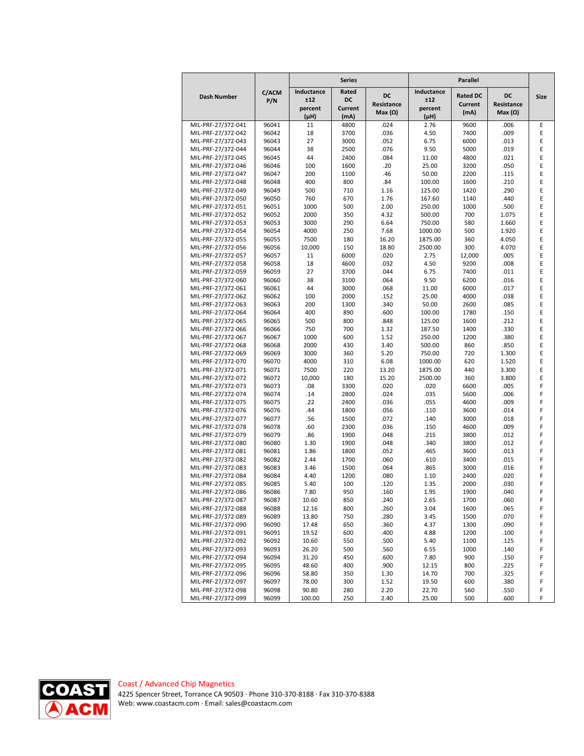| Dash Number | C/ACM P/N | Series | | | Parallel | | | Size |
|---|---|---|---|---|---|---|---|---|
| | | Inductance ±12 percent (μH) | Rated DC Current (mA) | DC Resistance Max (Ω) | Inductance ±12 percent (μH) | Rated DC Current (mA) | DC Resistance Max (Ω) | |
| MIL-PRF-27/372-041 | 96041 | 11 | 4800 | .024 | 2.76 | 9600 | .006 | E |
| MIL-PRF-27/372-042 | 96042 | 18 | 3700 | .036 | 4.50 | 7400 | .009 | E |
| MIL-PRF-27/372-043 | 96043 | 27 | 3000 | .052 | 6.75 | 6000 | .013 | E |
| MIL-PRF-27/372-044 | 96044 | 38 | 2500 | .076 | 9.50 | 5000 | .019 | E |
| MIL-PRF-27/372-045 | 96045 | 44 | 2400 | .084 | 11.00 | 4800 | .021 | E |
| MIL-PRF-27/372-046 | 96046 | 100 | 1600 | .20 | 25.00 | 3200 | .050 | E |
| MIL-PRF-27/372-047 | 96047 | 200 | 1100 | .46 | 50.00 | 2200 | .115 | E |
| MIL-PRF-27/372-048 | 96048 | 400 | 800 | .84 | 100.00 | 1600 | .210 | E |
| MIL-PRF-27/372-049 | 96049 | 500 | 710 | 1.16 | 125.00 | 1420 | .290 | E |
| MIL-PRF-27/372-050 | 96050 | 760 | 670 | 1.76 | 167.60 | 1140 | .440 | E |
| MIL-PRF-27/372-051 | 96051 | 1000 | 500 | 2.00 | 250.00 | 1000 | .500 | E |
| MIL-PRF-27/372-052 | 96052 | 2000 | 350 | 4.32 | 500.00 | 700 | 1.075 | E |
| MIL-PRF-27/372-053 | 96053 | 3000 | 290 | 6.64 | 750.00 | 580 | 1.660 | E |
| MIL-PRF-27/372-054 | 96054 | 4000 | 250 | 7.68 | 1000.00 | 500 | 1.920 | E |
| MIL-PRF-27/372-055 | 96055 | 7500 | 180 | 16.20 | 1875.00 | 360 | 4.050 | E |
| MIL-PRF-27/372-056 | 96056 | 10,000 | 150 | 18.80 | 2500.00 | 300 | 4.070 | E |
| MIL-PRF-27/372-057 | 96057 | 11 | 6000 | .020 | 2.75 | 12,000 | .005 | E |
| MIL-PRF-27/372-058 | 96058 | 18 | 4600 | .032 | 4.50 | 9200 | .008 | E |
| MIL-PRF-27/372-059 | 96059 | 27 | 3700 | .044 | 6.75 | 7400 | .011 | E |
| MIL-PRF-27/372-060 | 96060 | 38 | 3100 | .064 | 9.50 | 6200 | .016 | E |
| MIL-PRF-27/372-061 | 96061 | 44 | 3000 | .068 | 11.00 | 6000 | .017 | E |
| MIL-PRF-27/372-062 | 96062 | 100 | 2000 | .152 | 25.00 | 4000 | .038 | E |
| MIL-PRF-27/372-063 | 96063 | 200 | 1300 | .340 | 50.00 | 2600 | .085 | E |
| MIL-PRF-27/372-064 | 96064 | 400 | 890 | .600 | 100.00 | 1780 | .150 | E |
| MIL-PRF-27/372-065 | 96065 | 500 | 800 | .848 | 125.00 | 1600 | .212 | E |
| MIL-PRF-27/372-066 | 96066 | 750 | 700 | 1.32 | 187.50 | 1400 | .330 | E |
| MIL-PRF-27/372-067 | 96067 | 1000 | 600 | 1.52 | 250.00 | 1200 | .380 | E |
| MIL-PRF-27/372-068 | 96068 | 2000 | 430 | 3.40 | 500.00 | 860 | .850 | E |
| MIL-PRF-27/372-069 | 96069 | 3000 | 360 | 5.20 | 750.00 | 720 | 1.300 | E |
| MIL-PRF-27/372-070 | 96070 | 4000 | 310 | 6.08 | 1000.00 | 620 | 1.520 | E |
| MIL-PRF-27/372-071 | 96071 | 7500 | 220 | 13.20 | 1875.00 | 440 | 3.300 | E |
| MIL-PRF-27/372-072 | 96072 | 10,000 | 180 | 15.20 | 2500.00 | 360 | 3.800 | E |
| MIL-PRF-27/372-073 | 96073 | .08 | 3300 | .020 | .020 | 6600 | .005 | F |
| MIL-PRF-27/372-074 | 96074 | .14 | 2800 | .024 | .035 | 5600 | .006 | F |
| MIL-PRF-27/372-075 | 96075 | .22 | 2400 | .036 | .055 | 4600 | .009 | F |
| MIL-PRF-27/372-076 | 96076 | .44 | 1800 | .056 | .110 | 3600 | .014 | F |
| MIL-PRF-27/372-077 | 96077 | .56 | 1500 | .072 | .140 | 3000 | .018 | F |
| MIL-PRF-27/372-078 | 96078 | .60 | 2300 | .036 | .150 | 4600 | .009 | F |
| MIL-PRF-27/372-079 | 96079 | .86 | 1900 | .048 | .215 | 3800 | .012 | F |
| MIL-PRF-27/372-080 | 96080 | 1.30 | 1900 | .048 | .340 | 3800 | .012 | F |
| MIL-PRF-27/372-081 | 96081 | 1.86 | 1800 | .052 | .465 | 3600 | .013 | F |
| MIL-PRF-27/372-082 | 96082 | 2.44 | 1700 | .060 | .610 | 3400 | .015 | F |
| MIL-PRF-27/372-083 | 96083 | 3.46 | 1500 | .064 | .865 | 3000 | .016 | F |
| MIL-PRF-27/372-084 | 96084 | 4.40 | 1200 | .080 | 1.10 | 2400 | .020 | F |
| MIL-PRF-27/372-085 | 96085 | 5.40 | 100 | .120 | 1.35 | 2000 | .030 | F |
| MIL-PRF-27/372-086 | 96086 | 7.80 | 950 | .160 | 1.95 | 1900 | .040 | F |
| MIL-PRF-27/372-087 | 96087 | 10.60 | 850 | .240 | 2.65 | 1700 | .060 | F |
| MIL-PRF-27/372-088 | 96088 | 12.16 | 800 | .260 | 3.04 | 1600 | .065 | F |
| MIL-PRF-27/372-089 | 96089 | 13.80 | 750 | .280 | 3.45 | 1500 | .070 | F |
| MIL-PRF-27/372-090 | 96090 | 17.48 | 650 | .360 | 4.37 | 1300 | .090 | F |
| MIL-PRF-27/372-091 | 96091 | 19.52 | 600 | .400 | 4.88 | 1200 | .100 | F |
| MIL-PRF-27/372-092 | 96092 | 10.60 | 550 | .500 | 5.40 | 1100 | .125 | F |
| MIL-PRF-27/372-093 | 96093 | 26.20 | 500 | .560 | 6.55 | 1000 | .140 | F |
| MIL-PRF-27/372-094 | 96094 | 31.20 | 450 | .600 | 7.80 | 900 | .150 | F |
| MIL-PRF-27/372-095 | 96095 | 48.60 | 400 | .900 | 12.15 | 800 | .225 | F |
| MIL-PRF-27/372-096 | 96096 | 58.80 | 350 | 1.30 | 14.70 | 700 | .325 | F |
| MIL-PRF-27/372-097 | 96097 | 78.00 | 300 | 1.52 | 19.50 | 600 | .380 | F |
| MIL-PRF-27/372-098 | 96098 | 90.80 | 280 | 2.20 | 22.70 | 560 | .550 | F |
| MIL-PRF-27/372-099 | 96099 | 100.00 | 250 | 2.40 | 25.00 | 500 | .600 | F |

COAST ACM

Coast / Advanced Chip Magnetics
4225 Spencer Street, Torrance CA 90503 · Phone 310-370-8188 · Fax 310-370-8388
Web: www.coastacm.com · Email: sales@coastacm.com